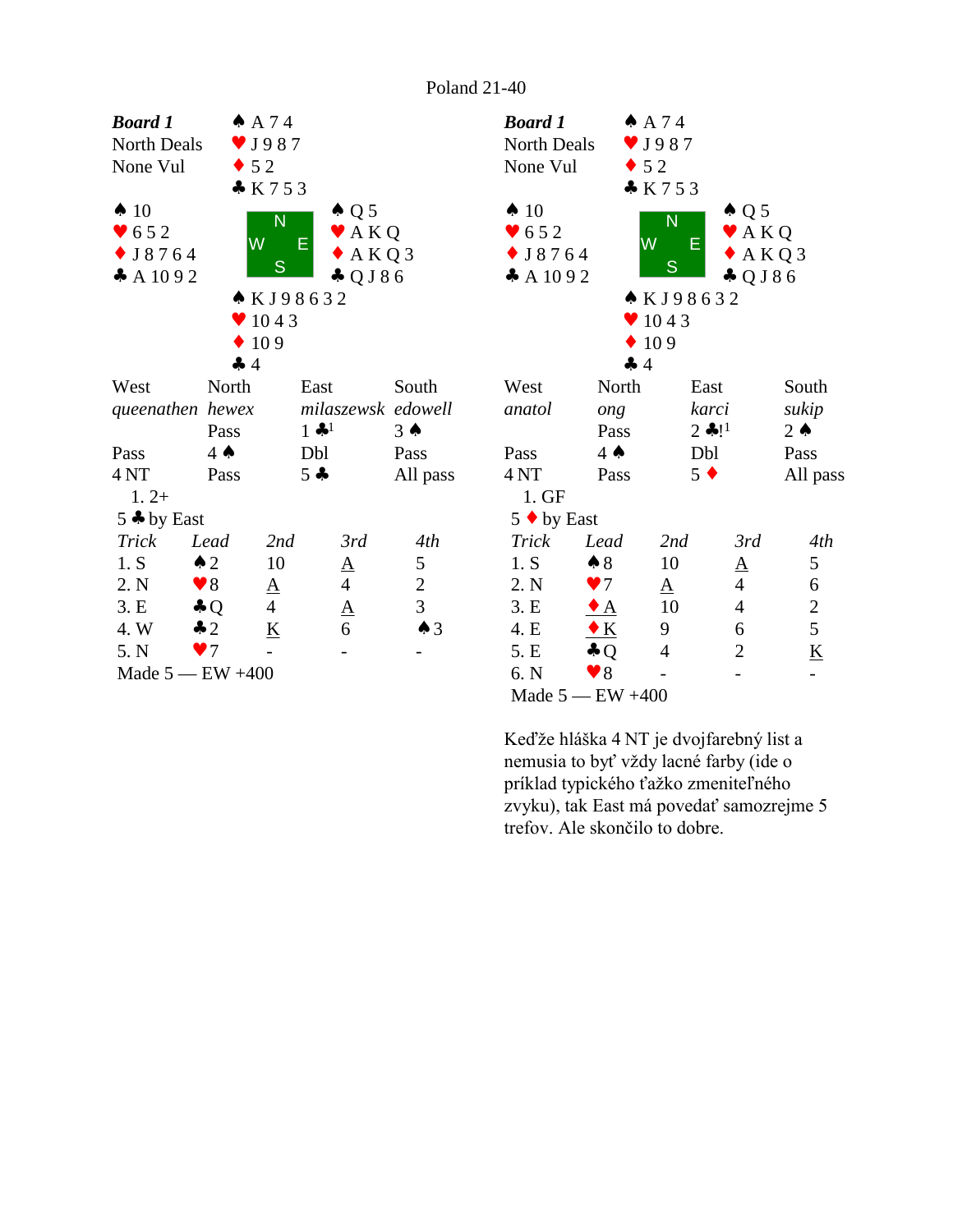# Poland 21-40

## Board 1 (left)

**Board 1**
North Deals
None Vul

North: ♠ A 7 4 ♥ J 9 8 7 ♦ 5 2 ♣ K 7 5 3

West: ♠ 10 ♥ 6 5 2 ♦ J 8 7 6 4 ♣ A 10 9 2

East: ♠ Q 5 ♥ A K Q ♦ A K Q 3 ♣ Q J 8 6

South: ♠ K J 9 8 6 3 2 ♥ 10 4 3 ♦ 10 9 ♣ 4

| West | North | East | South |
|---|---|---|---|
| *queenathen* | *hewex* | *milaszewsk* | *edowell* |
| | Pass | 1 ♣[1] | 3 ♠ |
| Pass | 4 ♠ | Dbl | Pass |
| 4 NT | Pass | 5 ♣ | All pass |

1. 2+

5 ♣ by East

| *Trick* | *Lead* | *2nd* | *3rd* | *4th* |
|---|---|---|---|---|
| 1. S | ♠2 | 10 | A | 5 |
| 2. N | ♥8 | A | 4 | 2 |
| 3. E | ♣Q | 4 | A | 3 |
| 4. W | ♣2 | K | 6 | ♠3 |
| 5. N | ♥7 | - | - | - |

Made 5 — EW +400

## Board 1 (right)

**Board 1**
North Deals
None Vul

North: ♠ A 7 4 ♥ J 9 8 7 ♦ 5 2 ♣ K 7 5 3

West: ♠ 10 ♥ 6 5 2 ♦ J 8 7 6 4 ♣ A 10 9 2

East: ♠ Q 5 ♥ A K Q ♦ A K Q 3 ♣ Q J 8 6

South: ♠ K J 9 8 6 3 2 ♥ 10 4 3 ♦ 10 9 ♣ 4

| West | North | East | South |
|---|---|---|---|
| *anatol* | *ong* | *karci* | *sukip* |
| | Pass | 2 ♣![1] | 2 ♠ |
| Pass | 4 ♠ | Dbl | Pass |
| 4 NT | Pass | 5 ♦ | All pass |

1. GF

5 ♦ by East

| *Trick* | *Lead* | *2nd* | *3rd* | *4th* |
|---|---|---|---|---|
| 1. S | ♠8 | 10 | A | 5 |
| 2. N | ♥7 | A | 4 | 6 |
| 3. E | ♦A | 10 | 4 | 2 |
| 4. E | ♦K | 9 | 6 | 5 |
| 5. E | ♣Q | 4 | 2 | K |
| 6. N | ♥8 | - | - | - |

Made 5 — EW +400

Keďže hláška 4 NT je dvojfarebný list a nemusia to byť vždy lacné farby (ide o príklad typického ťažko zmeniteľného zvyku), tak East má povedať samozrejme 5 trefov. Ale skončilo to dobre.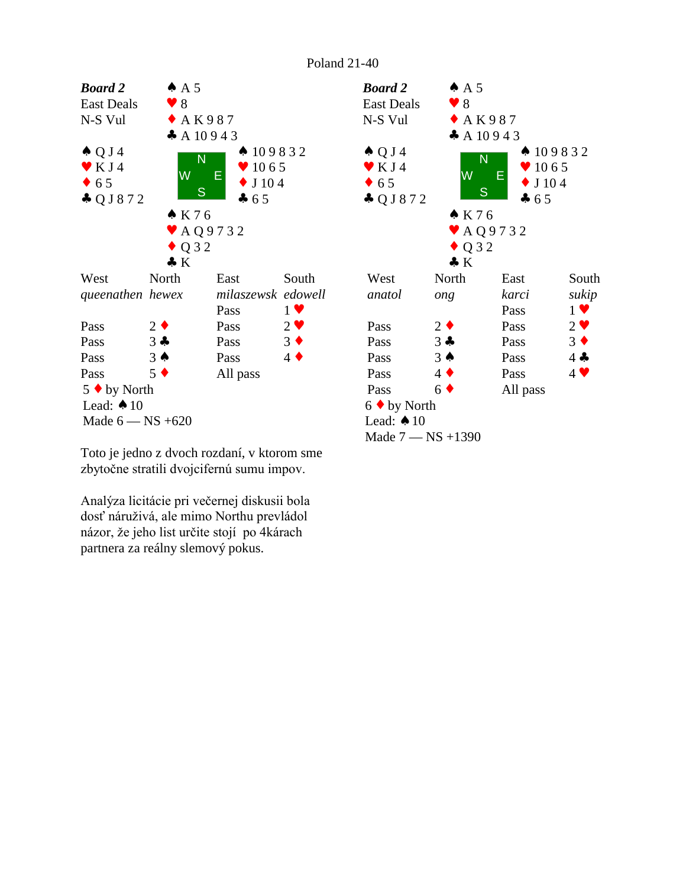Poland 21-40

**Board 2**
East Deals
N-S Vul

North: ♠ A 5 ♥ 8 ♦ A K 9 8 7 ♣ A 10 9 4 3

West: ♠ Q J 4 ♥ K J 4 ♦ 6 5 ♣ Q J 8 7 2

East: ♠ 10 9 8 3 2 ♥ 10 6 5 ♦ J 10 4 ♣ 6 5

South: ♠ K 7 6 ♥ A Q 9 7 3 2 ♦ Q 3 2 ♣ K

| West | North | East | South |
|---|---|---|---|
| *queenathen* | *hewex* | *milaszewsk* | *edowell* |
| | | Pass | 1 ♥ |
| Pass | 2 ♦ | Pass | 2 ♥ |
| Pass | 3 ♣ | Pass | 3 ♦ |
| Pass | 3 ♠ | Pass | 4 ♦ |
| Pass | 5 ♦ | All pass | |

5 ♦ by North
Lead: ♠ 10
Made 6 — NS +620

**Board 2**
East Deals
N-S Vul

North: ♠ A 5 ♥ 8 ♦ A K 9 8 7 ♣ A 10 9 4 3

West: ♠ Q J 4 ♥ K J 4 ♦ 6 5 ♣ Q J 8 7 2

East: ♠ 10 9 8 3 2 ♥ 10 6 5 ♦ J 10 4 ♣ 6 5

South: ♠ K 7 6 ♥ A Q 9 7 3 2 ♦ Q 3 2 ♣ K

| West | North | East | South |
|---|---|---|---|
| *anatol* | *ong* | *karci* | *sukip* |
| | | Pass | 1 ♥ |
| Pass | 2 ♦ | Pass | 2 ♥ |
| Pass | 3 ♣ | Pass | 3 ♦ |
| Pass | 3 ♠ | Pass | 4 ♣ |
| Pass | 4 ♦ | Pass | 4 ♥ |
| Pass | 6 ♦ | All pass | |

6 ♦ by North
Lead: ♠ 10
Made 7 — NS +1390

Toto je jedno z dvoch rozdaní, v ktorom sme zbytočne stratili dvojcifernú sumu impov.

Analýza licitácie pri večernej diskusii bola dosť náruživá, ale mimo Northu prevládol názor, že jeho list určite stojí po 4kárach partnera za reálny slemový pokus.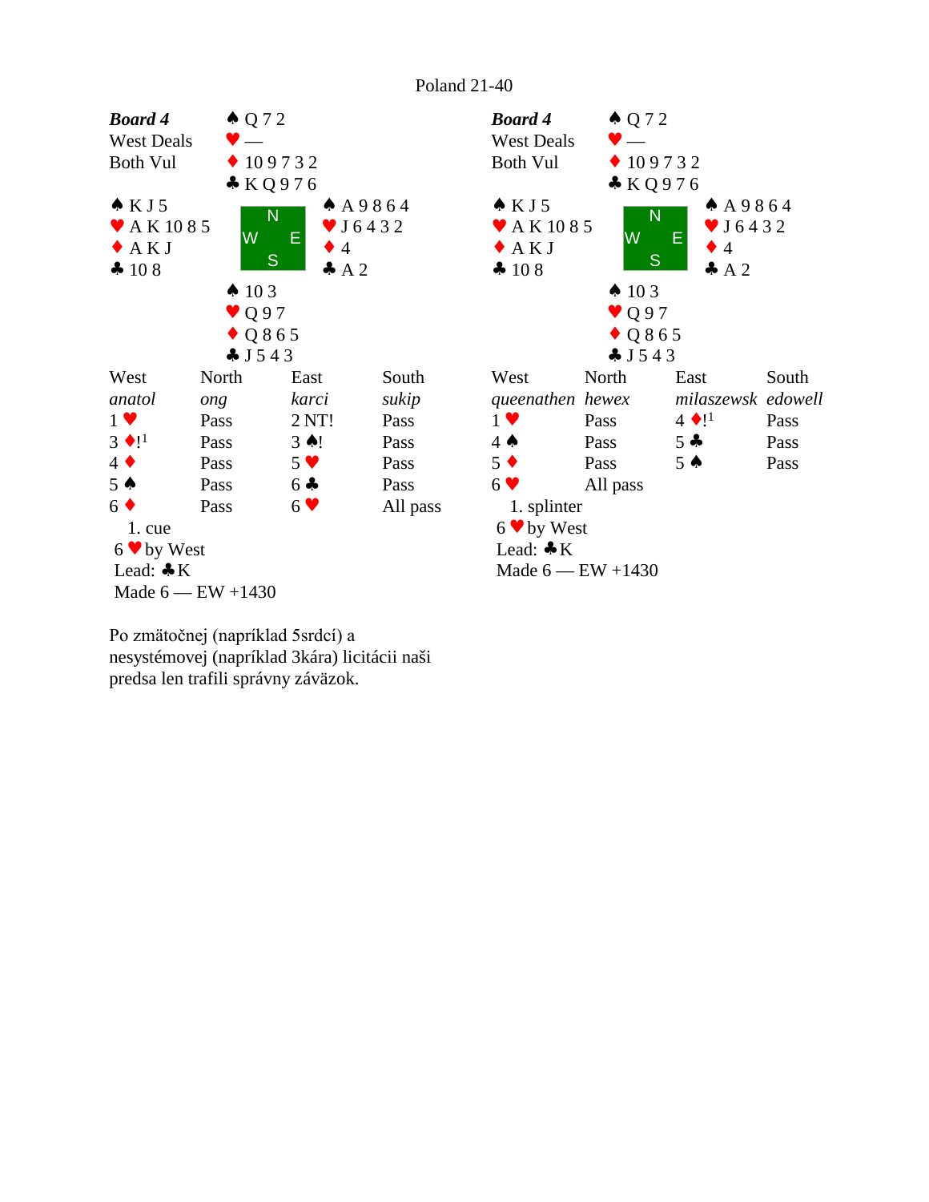Poland 21-40

**Board 4**
West Deals
Both Vul

| | North | |
|---|---|---|
| | ♠ Q 7 2<br>♥ —<br>♦ 10 9 7 3 2<br>♣ K Q 9 7 6 | |
| **West**<br>♠ K J 5<br>♥ A K 10 8 5<br>♦ A K J<br>♣ 10 8 | | **East**<br>♠ A 9 8 6 4<br>♥ J 6 4 3 2<br>♦ 4<br>♣ A 2 |
| | ♠ 10 3<br>♥ Q 9 7<br>♦ Q 8 6 5<br>♣ J 5 4 3 | |
| | South | |

| West | North | East | South |
|---|---|---|---|
| *anatol* | *ong* | *karci* | *sukip* |
| 1 ♥ | Pass | 2 NT! | Pass |
| 3 ♦![1] | Pass | 3 ♠! | Pass |
| 4 ♦ | Pass | 5 ♥ | Pass |
| 5 ♠ | Pass | 6 ♣ | Pass |
| 6 ♦ | Pass | 6 ♥ | All pass |

1. cue

6 ♥ by West
Lead: ♣K
Made 6 — EW +1430

**Board 4**
West Deals
Both Vul

| | North | |
|---|---|---|
| | ♠ Q 7 2<br>♥ —<br>♦ 10 9 7 3 2<br>♣ K Q 9 7 6 | |
| **West**<br>♠ K J 5<br>♥ A K 10 8 5<br>♦ A K J<br>♣ 10 8 | | **East**<br>♠ A 9 8 6 4<br>♥ J 6 4 3 2<br>♦ 4<br>♣ A 2 |
| | ♠ 10 3<br>♥ Q 9 7<br>♦ Q 8 6 5<br>♣ J 5 4 3 | |
| | South | |

| West | North | East | South |
|---|---|---|---|
| *queenathen* | *hewex* | *milaszewsk* | *edowell* |
| 1 ♥ | Pass | 4 ♦![1] | Pass |
| 4 ♠ | Pass | 5 ♣ | Pass |
| 5 ♦ | Pass | 5 ♠ | Pass |
| 6 ♥ | All pass | | |

1. splinter

6 ♥ by West
Lead: ♣K
Made 6 — EW +1430

Po zmätočnej (napríklad 5srdcí) a nesystémovej (napríklad 3kára) licitácii naši predsa len trafili správny záväzok.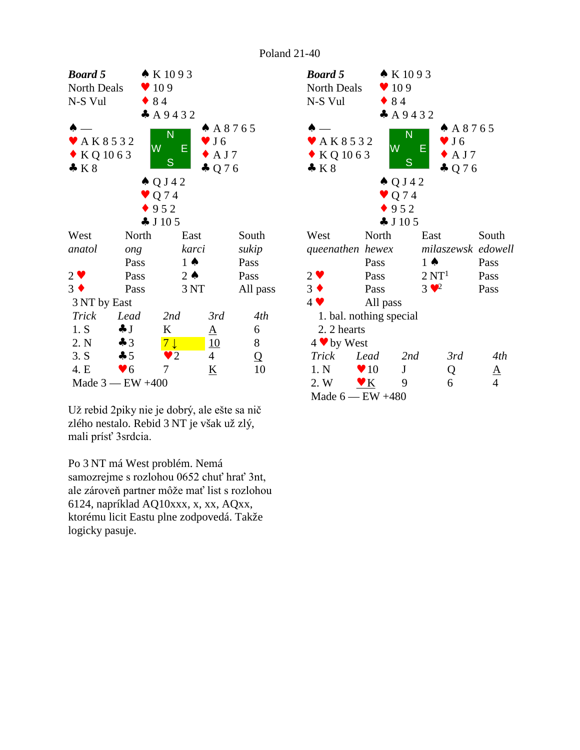# Poland 21-40

## Board 5 (left)

**Board 5**
North Deals
N-S Vul

North: ♠ K 10 9 3 ♥ 10 9 ♦ 8 4 ♣ A 9 4 3 2

West: ♠ — ♥ A K 8 5 3 2 ♦ K Q 10 6 3 ♣ K 8

East: ♠ A 8 7 6 5 ♥ J 6 ♦ A J 7 ♣ Q 7 6

South: ♠ Q J 4 2 ♥ Q 7 4 ♦ 9 5 2 ♣ J 10 5

| West | North | East | South |
|---|---|---|---|
| *anatol* | *ong* | *karci* | *sukip* |
| | Pass | 1 ♠ | Pass |
| 2 ♥ | Pass | 2 ♠ | Pass |
| 3 ♦ | Pass | 3 NT | All pass |

3 NT by East

| *Trick* | *Lead* | *2nd* | *3rd* | *4th* |
|---|---|---|---|---|
| 1. S | ♣J | K | A | 6 |
| 2. N | ♣3 | 7 ↓ | 10 | 8 |
| 3. S | ♣5 | ♥2 | 4 | Q |
| 4. E | ♥6 | 7 | K | 10 |

Made 3 — EW +400

Už rebid 2piky nie je dobrý, ale ešte sa nič zlého nestalo. Rebid 3 NT je však už zlý, mali prísť 3srdcia.

Po 3 NT má West problém. Nemá samozrejme s rozlohou 0652 chuť hrať 3nt, ale zároveň partner môže mať list s rozlohou 6124, napríklad AQ10xxx, x, xx, AQxx, ktorému licit Eastu plne zodpovedá. Takže logicky pasuje.

## Board 5 (right)

**Board 5**
North Deals
N-S Vul

North: ♠ K 10 9 3 ♥ 10 9 ♦ 8 4 ♣ A 9 4 3 2

West: ♠ — ♥ A K 8 5 3 2 ♦ K Q 10 6 3 ♣ K 8

East: ♠ A 8 7 6 5 ♥ J 6 ♦ A J 7 ♣ Q 7 6

South: ♠ Q J 4 2 ♥ Q 7 4 ♦ 9 5 2 ♣ J 10 5

| West | North | East | South |
|---|---|---|---|
| *queenathen* | *hewex* | *milaszewsk* | *edowell* |
| | Pass | 1 ♠ | Pass |
| 2 ♥ | Pass | 2 NT[1] | Pass |
| 3 ♦ | Pass | 3 ♥[2] | Pass |
| 4 ♥ | All pass | | |

1. bal. nothing special
2. 2 hearts

4 ♥ by West

| *Trick* | *Lead* | *2nd* | *3rd* | *4th* |
|---|---|---|---|---|
| 1. N | ♥10 | J | Q | A |
| 2. W | ♥K | 9 | 6 | 4 |

Made 6 — EW +480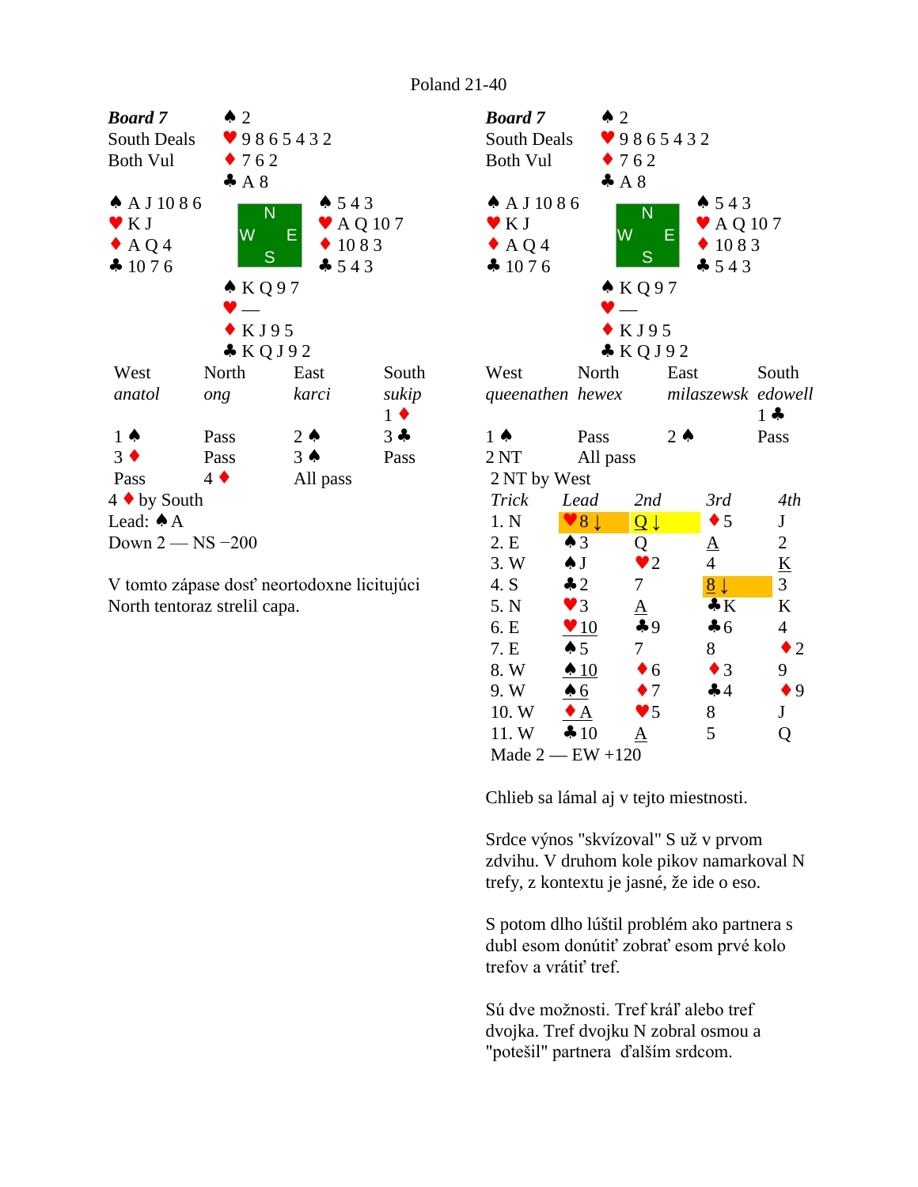Poland 21-40

## Left deal

**Board 7**
South Deals
Both Vul

North: ♠ 2 ♥ 9 8 6 5 4 3 2 ♦ 7 6 2 ♣ A 8

West: ♠ A J 10 8 6 ♥ K J ♦ A Q 4 ♣ 10 7 6

East: ♠ 5 4 3 ♥ A Q 10 7 ♦ 10 8 3 ♣ 5 4 3

South: ♠ K Q 9 7 ♥ — ♦ K J 9 5 ♣ K Q J 9 2

| West | North | East | South |
|---|---|---|---|
| *anatol* | *ong* | *karci* | *sukip* |
| | | | 1 ♦ |
| 1 ♠ | Pass | 2 ♠ | 3 ♣ |
| 3 ♦ | Pass | 3 ♠ | Pass |
| Pass | 4 ♦ | All pass | |

4 ♦ by South
Lead: ♠ A
Down 2 — NS −200

V tomto zápase dosť neortodoxne licitujúci North tentoraz strelil capa.

## Right deal

**Board 7**
South Deals
Both Vul

North: ♠ 2 ♥ 9 8 6 5 4 3 2 ♦ 7 6 2 ♣ A 8

West: ♠ A J 10 8 6 ♥ K J ♦ A Q 4 ♣ 10 7 6

East: ♠ 5 4 3 ♥ A Q 10 7 ♦ 10 8 3 ♣ 5 4 3

South: ♠ K Q 9 7 ♥ — ♦ K J 9 5 ♣ K Q J 9 2

| West | North | East | South |
|---|---|---|---|
| *queenathen* | *hewex* | *milaszewsk* | *edowell* |
| | | | 1 ♣ |
| 1 ♠ | Pass | 2 ♠ | Pass |
| 2 NT | All pass | | |

2 NT by West

| Trick | Lead | 2nd | 3rd | 4th |
|---|---|---|---|---|
| 1. N | ♥8 ↓ | Q ↓ | ♦5 | J |
| 2. E | ♠3 | Q | A | 2 |
| 3. W | ♠J | ♥2 | 4 | K |
| 4. S | ♣2 | 7 | 8 ↓ | 3 |
| 5. N | ♥3 | A | ♣K | K |
| 6. E | ♥10 | ♣9 | ♣6 | 4 |
| 7. E | ♠5 | 7 | 8 | ♦2 |
| 8. W | ♠10 | ♦6 | ♦3 | 9 |
| 9. W | ♠6 | ♦7 | ♣4 | ♦9 |
| 10. W | ♦A | ♥5 | 8 | J |
| 11. W | ♣10 | A | 5 | Q |

Made 2 — EW +120

Chlieb sa lámal aj v tejto miestnosti.

Srdce výnos "skvízoval" S už v prvom zdvihu. V druhom kole pikov namarkoval N trefy, z kontextu je jasné, že ide o eso.

S potom dlho lúštil problém ako partnera s dubl esom donútiť zobrať esom prvé kolo trefov a vrátiť tref.

Sú dve možnosti. Tref kráľ alebo tref dvojka. Tref dvojku N zobral osmou a "potešil" partnera ďalším srdcom.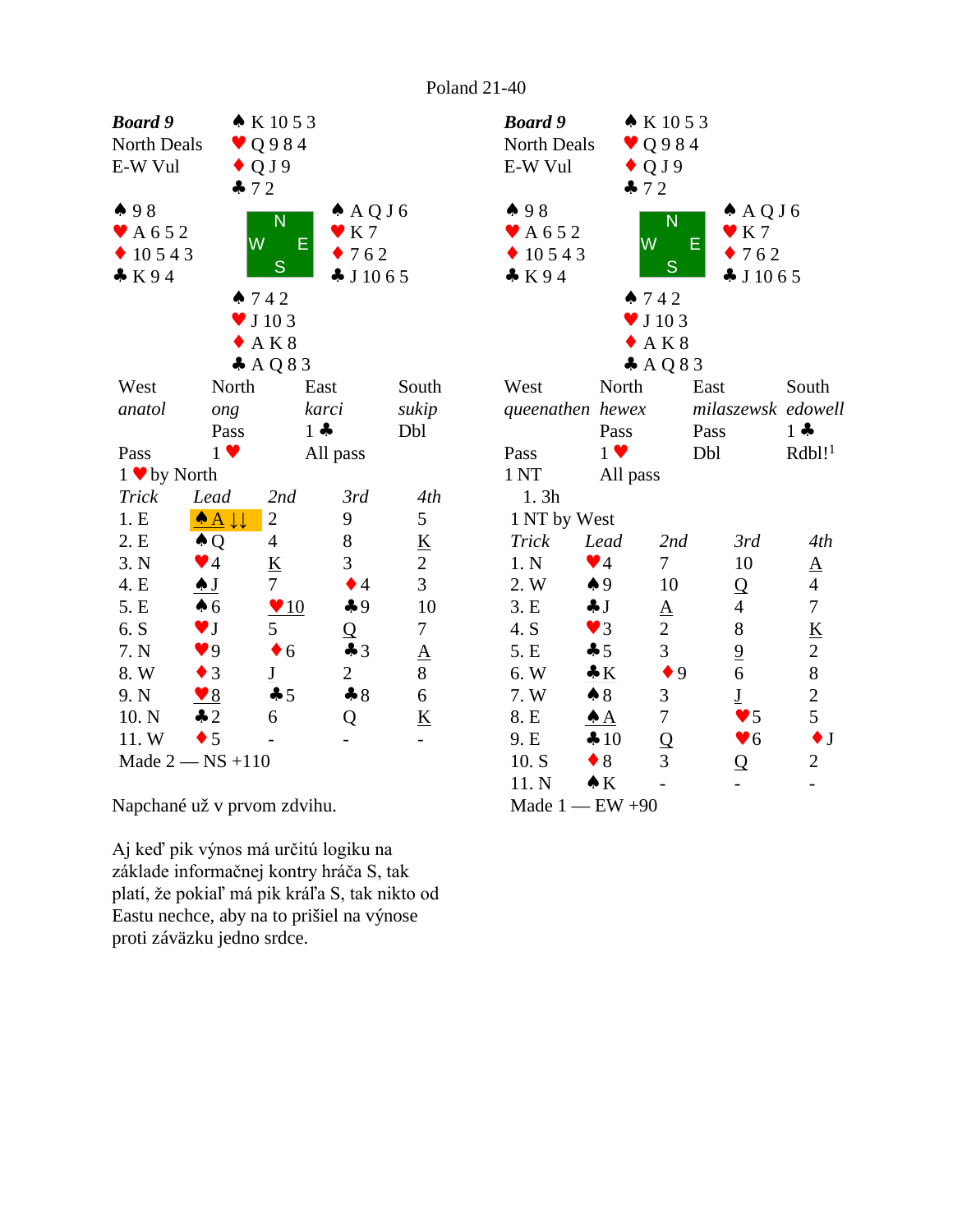Poland 21-40

## Board 9 (left table)

**Board 9**
North Deals
E-W Vul

North: ♠ K 10 5 3 ♥ Q 9 8 4 ♦ Q J 9 ♣ 7 2

West: ♠ 9 8 ♥ A 6 5 2 ♦ 10 5 4 3 ♣ K 9 4

East: ♠ A Q J 6 ♥ K 7 ♦ 7 6 2 ♣ J 10 6 5

South: ♠ 7 4 2 ♥ J 10 3 ♦ A K 8 ♣ A Q 8 3

| West | North | East | South |
|---|---|---|---|
| *anatol* | *ong* | *karci* | *sukip* |
| | Pass | 1 ♣ | Dbl |
| Pass | 1 ♥ | All pass | |

1 ♥ by North

| *Trick* | *Lead* | *2nd* | *3rd* | *4th* |
|---|---|---|---|---|
| 1. E | ♠ A ↓↓ | 2 | 9 | 5 |
| 2. E | ♠ Q | 4 | 8 | K |
| 3. N | ♥ 4 | K | 3 | 2 |
| 4. E | ♠ J | 7 | ♦ 4 | 3 |
| 5. E | ♠ 6 | ♥ 10 | ♣ 9 | 10 |
| 6. S | ♥ J | 5 | Q | 7 |
| 7. N | ♥ 9 | ♦ 6 | ♣ 3 | A |
| 8. W | ♦ 3 | J | 2 | 8 |
| 9. N | ♥ 8 | ♣ 5 | ♣ 8 | 6 |
| 10. N | ♣ 2 | 6 | Q | K |
| 11. W | ♦ 5 | - | - | - |

Made 2 — NS +110

Napchané už v prvom zdvihu.

Aj keď pik výnos má určitú logiku na základe informačnej kontry hráča S, tak platí, že pokiaľ má pik kráľa S, tak nikto od Eastu nechce, aby na to prišiel na výnose proti záväzku jedno srdce.

## Board 9 (right table)

**Board 9**
North Deals
E-W Vul

North: ♠ K 10 5 3 ♥ Q 9 8 4 ♦ Q J 9 ♣ 7 2

West: ♠ 9 8 ♥ A 6 5 2 ♦ 10 5 4 3 ♣ K 9 4

East: ♠ A Q J 6 ♥ K 7 ♦ 7 6 2 ♣ J 10 6 5

South: ♠ 7 4 2 ♥ J 10 3 ♦ A K 8 ♣ A Q 8 3

| West | North | East | South |
|---|---|---|---|
| *queenathen* | *hewex* | *milaszewsk* | *edowell* |
| | Pass | Pass | 1 ♣ |
| Pass | 1 ♥ | Dbl | Rdbl![1] |
| 1 NT | All pass | | |

1. 3h

1 NT by West

| *Trick* | *Lead* | *2nd* | *3rd* | *4th* |
|---|---|---|---|---|
| 1. N | ♥ 4 | 7 | 10 | A |
| 2. W | ♠ 9 | 10 | Q | 4 |
| 3. E | ♣ J | A | 4 | 7 |
| 4. S | ♥ 3 | 2 | 8 | K |
| 5. E | ♣ 5 | 3 | 9 | 2 |
| 6. W | ♣ K | ♦ 9 | 6 | 8 |
| 7. W | ♠ 8 | 3 | J | 2 |
| 8. E | ♠ A | 7 | ♥ 5 | 5 |
| 9. E | ♣ 10 | Q | ♥ 6 | ♦ J |
| 10. S | ♦ 8 | 3 | Q | 2 |
| 11. N | ♠ K | - | - | - |

Made 1 — EW +90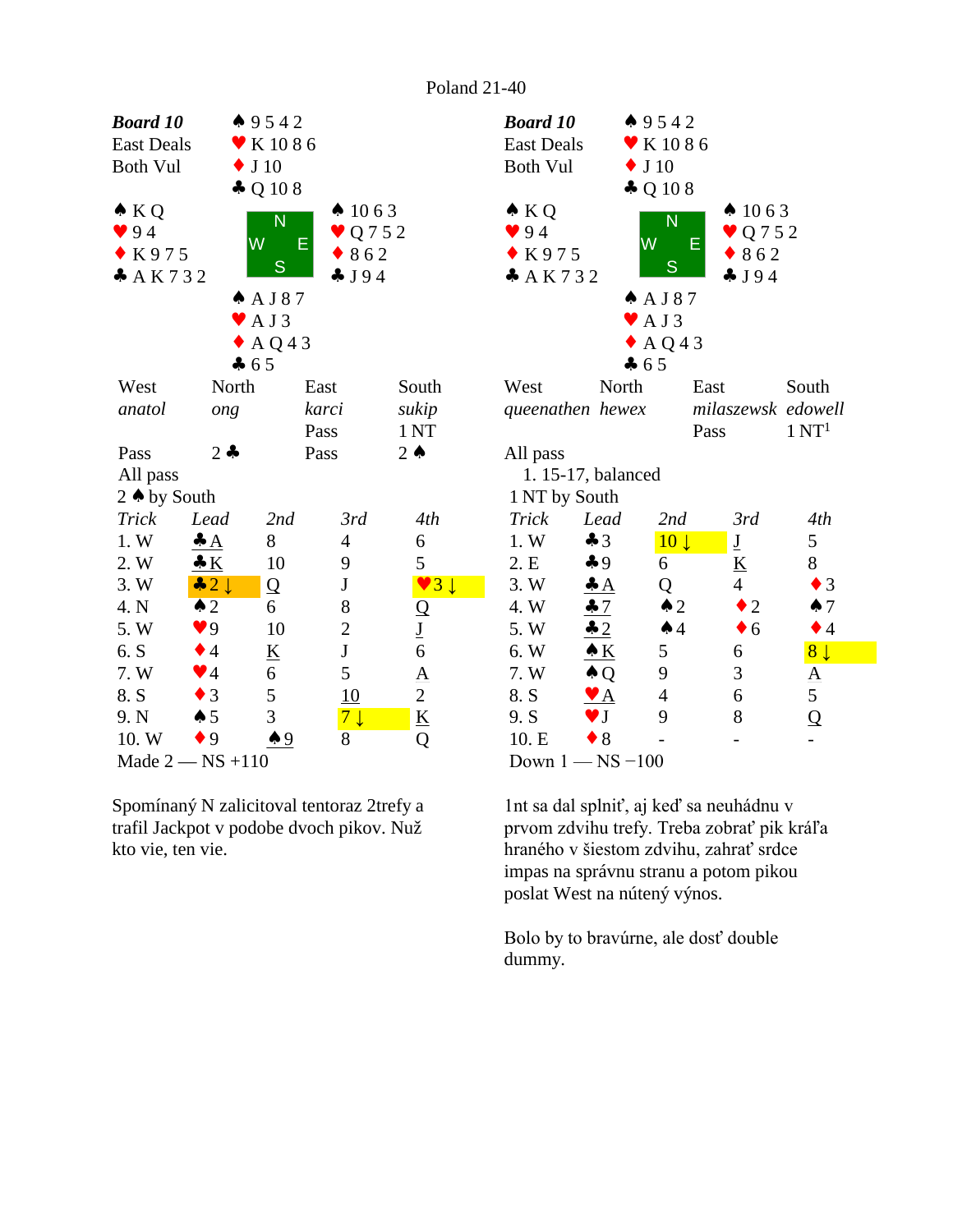# Poland 21-40

## Board 10 (left)

**Board 10**
East Deals
Both Vul

North: ♠ 9 5 4 2 ♥ K 10 8 6 ♦ J 10 ♣ Q 10 8

West: ♠ K Q ♥ 9 4 ♦ K 9 7 5 ♣ A K 7 3 2

East: ♠ 10 6 3 ♥ Q 7 5 2 ♦ 8 6 2 ♣ J 9 4

South: ♠ A J 8 7 ♥ A J 3 ♦ A Q 4 3 ♣ 6 5

| West | North | East | South |
|---|---|---|---|
| *anatol* | *ong* | *karci* | *sukip* |
| | | Pass | 1 NT |
| Pass | 2 ♣ | Pass | 2 ♠ |
| All pass | | | |

2 ♠ by South

| Trick | Lead | 2nd | 3rd | 4th |
|---|---|---|---|---|
| 1. W | ♣A | 8 | 4 | 6 |
| 2. W | ♣K | 10 | 9 | 5 |
| 3. W | ♣2 ↓ | Q | J | ♥3 ↓ |
| 4. N | ♠2 | 6 | 8 | Q |
| 5. W | ♥9 | 10 | 2 | J |
| 6. S | ♦4 | K | J | 6 |
| 7. W | ♥4 | 6 | 5 | A |
| 8. S | ♦3 | 5 | 10 | 2 |
| 9. N | ♠5 | 3 | 7 ↓ | K |
| 10. W | ♦9 | ♠9 | 8 | Q |

Made 2 — NS +110

Spomínaný N zalicitoval tentoraz 2trefy a trafil Jackpot v podobe dvoch pikov. Nuž kto vie, ten vie.

## Board 10 (right)

**Board 10**
East Deals
Both Vul

North: ♠ 9 5 4 2 ♥ K 10 8 6 ♦ J 10 ♣ Q 10 8

West: ♠ K Q ♥ 9 4 ♦ K 9 7 5 ♣ A K 7 3 2

East: ♠ 10 6 3 ♥ Q 7 5 2 ♦ 8 6 2 ♣ J 9 4

South: ♠ A J 8 7 ♥ A J 3 ♦ A Q 4 3 ♣ 6 5

| West | North | East | South |
|---|---|---|---|
| *queenathen* | *hewex* | *milaszewsk* | *edowell* |
| | | Pass | 1 NT[1] |
| All pass | | | |

1. 15-17, balanced

1 NT by South

| Trick | Lead | 2nd | 3rd | 4th |
|---|---|---|---|---|
| 1. W | ♣3 | 10 ↓ | J | 5 |
| 2. E | ♣9 | 6 | K | 8 |
| 3. W | ♣A | Q | 4 | ♦3 |
| 4. W | ♣7 | ♠2 | ♦2 | ♠7 |
| 5. W | ♣2 | ♠4 | ♦6 | ♦4 |
| 6. W | ♠K | 5 | 6 | 8 ↓ |
| 7. W | ♠Q | 9 | 3 | A |
| 8. S | ♥A | 4 | 6 | 5 |
| 9. S | ♥J | 9 | 8 | Q |
| 10. E | ♦8 | - | - | - |

Down 1 — NS −100

1nt sa dal splniť, aj keď sa neuhádnu v prvom zdvihu trefy. Treba zobrať pik kráľa hraného v šiestom zdvihu, zahrať srdce impas na správnu stranu a potom pikou poslat West na nútený výnos.

Bolo by to bravúrne, ale dosť double dummy.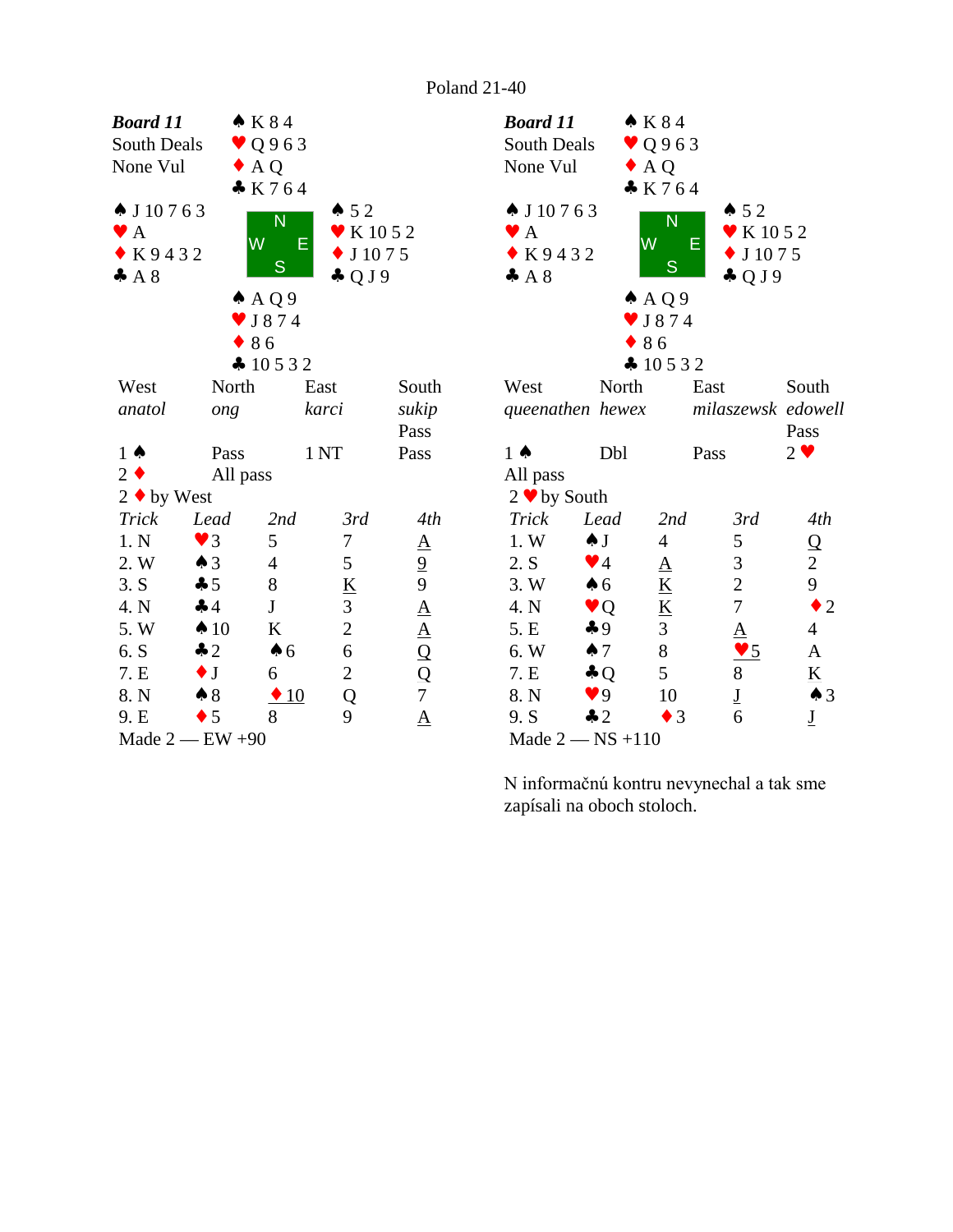Poland 21-40

**Board 11**
South Deals
None Vul

| | North | |
|---|---|---|
| | ♠ K 8 4<br>♥ Q 9 6 3<br>♦ A Q<br>♣ K 7 6 4 | |
| **West**<br>♠ J 10 7 6 3<br>♥ A<br>♦ K 9 4 3 2<br>♣ A 8 | | **East**<br>♠ 5 2<br>♥ K 10 5 2<br>♦ J 10 7 5<br>♣ Q J 9 |
| | **South**<br>♠ A Q 9<br>♥ J 8 7 4<br>♦ 8 6<br>♣ 10 5 3 2 | |

| West | North | East | South |
|---|---|---|---|
| *anatol* | *ong* | *karci* | *sukip* |
| | | | Pass |
| 1 ♠ | Pass | 1 NT | Pass |
| 2 ♦ | All pass | | |

2 ♦ by West

| *Trick* | *Lead* | *2nd* | *3rd* | *4th* |
|---|---|---|---|---|
| 1. N | ♥3 | 5 | 7 | <u>A</u> |
| 2. W | ♠3 | 4 | 5 | <u>9</u> |
| 3. S | ♣5 | 8 | <u>K</u> | 9 |
| 4. N | ♣4 | J | 3 | <u>A</u> |
| 5. W | ♠10 | K | 2 | <u>A</u> |
| 6. S | ♣2 | ♠6 | 6 | <u>Q</u> |
| 7. E | ♦J | 6 | 2 | <u>Q</u> |
| 8. N | ♠8 | <u>♦10</u> | Q | 7 |
| 9. E | ♦5 | 8 | 9 | <u>A</u> |

Made 2 — EW +90

**Board 11**
South Deals
None Vul

| | North | |
|---|---|---|
| | ♠ K 8 4<br>♥ Q 9 6 3<br>♦ A Q<br>♣ K 7 6 4 | |
| **West**<br>♠ J 10 7 6 3<br>♥ A<br>♦ K 9 4 3 2<br>♣ A 8 | | **East**<br>♠ 5 2<br>♥ K 10 5 2<br>♦ J 10 7 5<br>♣ Q J 9 |
| | **South**<br>♠ A Q 9<br>♥ J 8 7 4<br>♦ 8 6<br>♣ 10 5 3 2 | |

| West | North | East | South |
|---|---|---|---|
| *queenathen* | *hewex* | *milaszewsk* | *edowell* |
| | | | Pass |
| 1 ♠ | Dbl | Pass | 2 ♥ |
| All pass | | | |

2 ♥ by South

| *Trick* | *Lead* | *2nd* | *3rd* | *4th* |
|---|---|---|---|---|
| 1. W | ♠J | 4 | 5 | <u>Q</u> |
| 2. S | ♥4 | <u>A</u> | 3 | 2 |
| 3. W | ♠6 | <u>K</u> | 2 | 9 |
| 4. N | ♥Q | <u>K</u> | 7 | ♦2 |
| 5. E | ♣9 | 3 | <u>A</u> | 4 |
| 6. W | ♠7 | 8 | <u>♥5</u> | A |
| 7. E | ♣Q | 5 | 8 | <u>K</u> |
| 8. N | ♥9 | 10 | <u>J</u> | ♠3 |
| 9. S | ♣2 | ♦3 | 6 | <u>J</u> |

Made 2 — NS +110

N informačnú kontru nevynechal a tak sme zapísali na oboch stoloch.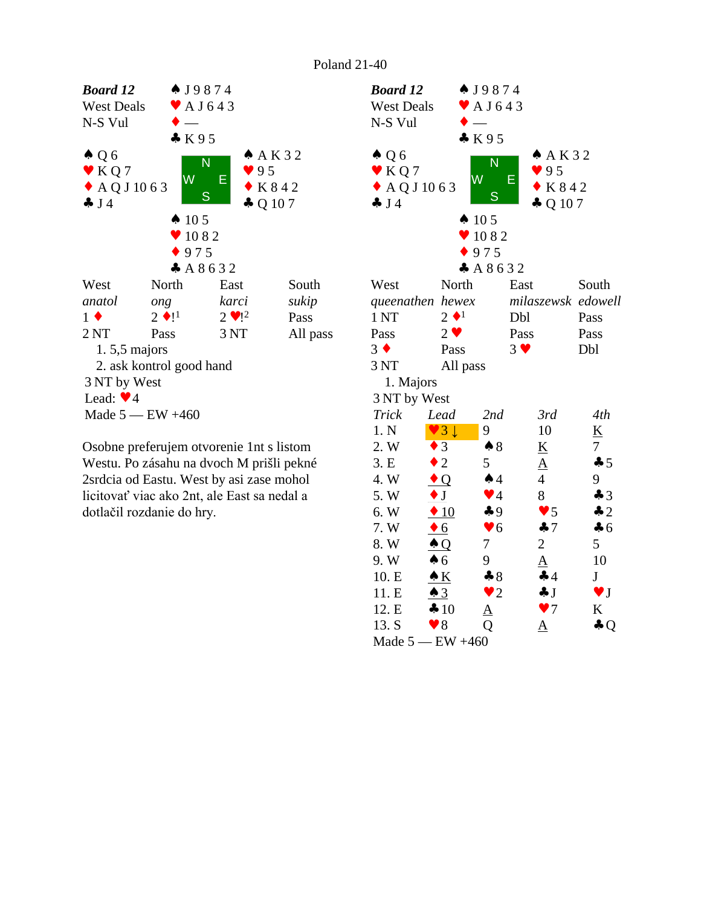Poland 21-40

**Board 12**
West Deals
N-S Vul

North: ♠ J 9 8 7 4 ♥ A J 6 4 3 ♦ — ♣ K 9 5

West: ♠ Q 6 ♥ K Q 7 ♦ A Q J 10 6 3 ♣ J 4

East: ♠ A K 3 2 ♥ 9 5 ♦ K 8 4 2 ♣ Q 10 7

South: ♠ 10 5 ♥ 10 8 2 ♦ 9 7 5 ♣ A 8 6 3 2

| West | North | East | South |
|---|---|---|---|
| *anatol* | *ong* | *karci* | *sukip* |
| 1 ♦ | 2 ♦![1] | 2 ♥![2] | Pass |
| 2 NT | Pass | 3 NT | All pass |

1. 5,5 majors
2. ask kontrol good hand

3 NT by West
Lead: ♥4
Made 5 — EW +460

Osobne preferujem otvorenie 1nt s listom Westu. Po zásahu na dvoch M prišli pekné 2srdcia od Eastu. West by asi zase mohol licitovať viac ako 2nt, ale East sa nedal a dotlačil rozdanie do hry.

**Board 12**
West Deals
N-S Vul

North: ♠ J 9 8 7 4 ♥ A J 6 4 3 ♦ — ♣ K 9 5

West: ♠ Q 6 ♥ K Q 7 ♦ A Q J 10 6 3 ♣ J 4

East: ♠ A K 3 2 ♥ 9 5 ♦ K 8 4 2 ♣ Q 10 7

South: ♠ 10 5 ♥ 10 8 2 ♦ 9 7 5 ♣ A 8 6 3 2

| West | North | East | South |
|---|---|---|---|
| *queenathen* | *hewex* | *milaszewsk* | *edowell* |
| 1 NT | 2 ♦[1] | Dbl | Pass |
| Pass | 2 ♥ | Pass | Pass |
| 3 ♦ | Pass | 3 ♥ | Dbl |
| 3 NT | All pass | | |

1. Majors

3 NT by West

| Trick | Lead | 2nd | 3rd | 4th |
|---|---|---|---|---|
| 1. N | ♥3 ↓ | 9 | 10 | K |
| 2. W | ♦3 | ♠8 | K | 7 |
| 3. E | ♦2 | 5 | A | ♣5 |
| 4. W | ♦Q | ♠4 | 4 | 9 |
| 5. W | ♦J | ♥4 | 8 | ♣3 |
| 6. W | ♦10 | ♣9 | ♥5 | ♣2 |
| 7. W | ♦6 | ♥6 | ♣7 | ♣6 |
| 8. W | ♠Q | 7 | 2 | 5 |
| 9. W | ♠6 | 9 | A | 10 |
| 10. E | ♠K | ♣8 | ♣4 | J |
| 11. E | ♠3 | ♥2 | ♣J | ♥J |
| 12. E | ♣10 | A | ♥7 | K |
| 13. S | ♥8 | Q | A | ♣Q |

Made 5 — EW +460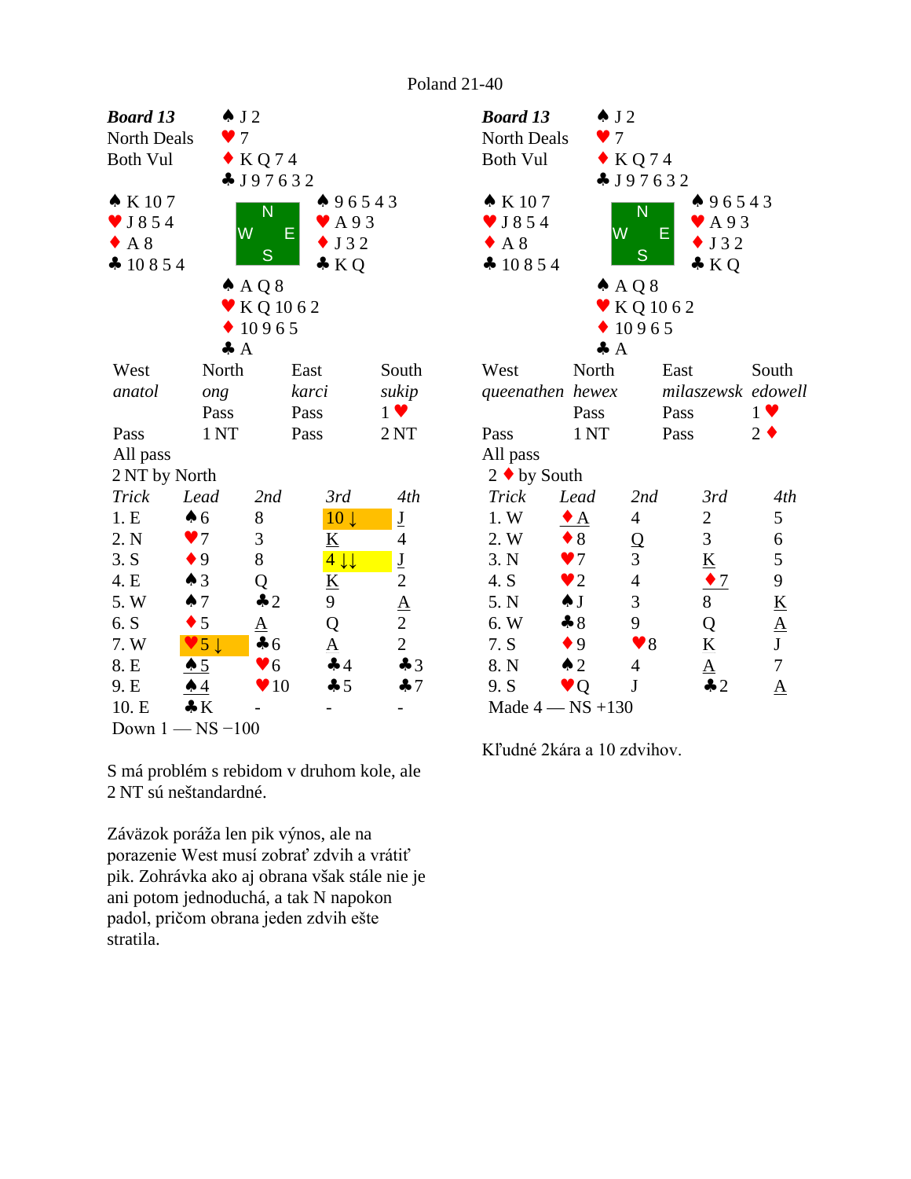Poland 21-40

## Board 13 (left)

**Board 13**
North Deals
Both Vul

North: ♠ J 2 ♥ 7 ♦ K Q 7 4 ♣ J 9 7 6 3 2

West: ♠ K 10 7 ♥ J 8 5 4 ♦ A 8 ♣ 10 8 5 4

East: ♠ 9 6 5 4 3 ♥ A 9 3 ♦ J 3 2 ♣ K Q

South: ♠ A Q 8 ♥ K Q 10 6 2 ♦ 10 9 6 5 ♣ A

| West | North | East | South |
|---|---|---|---|
| *anatol* | *ong* | *karci* | *sukip* |
| | Pass | Pass | 1 ♥ |
| Pass | 1 NT | Pass | 2 NT |
| All pass | | | |

2 NT by North

| *Trick* | *Lead* | *2nd* | *3rd* | *4th* |
|---|---|---|---|---|
| 1. E | ♠6 | 8 | 10 ↓ | J |
| 2. N | ♥7 | 3 | K | 4 |
| 3. S | ♦9 | 8 | 4 ↓↓ | J |
| 4. E | ♠3 | Q | K | 2 |
| 5. W | ♠7 | ♣2 | 9 | A |
| 6. S | ♦5 | A | Q | 2 |
| 7. W | ♥5 ↓ | ♣6 | A | 2 |
| 8. E | ♠5 | ♥6 | ♣4 | ♣3 |
| 9. E | ♠4 | ♥10 | ♣5 | ♣7 |
| 10. E | ♣K | - | - | - |

Down 1 — NS −100

S má problém s rebidom v druhom kole, ale 2 NT sú neštandardné.

Záväzok poráža len pik výnos, ale na porazenie West musí zobrať zdvih a vrátiť pik. Zohrávka ako aj obrana však stále nie je ani potom jednoduchá, a tak N napokon padol, pričom obrana jeden zdvih ešte stratila.

## Board 13 (right)

**Board 13**
North Deals
Both Vul

North: ♠ J 2 ♥ 7 ♦ K Q 7 4 ♣ J 9 7 6 3 2

West: ♠ K 10 7 ♥ J 8 5 4 ♦ A 8 ♣ 10 8 5 4

East: ♠ 9 6 5 4 3 ♥ A 9 3 ♦ J 3 2 ♣ K Q

South: ♠ A Q 8 ♥ K Q 10 6 2 ♦ 10 9 6 5 ♣ A

| West | North | East | South |
|---|---|---|---|
| *queenathen* | *hewex* | *milaszewsk* | *edowell* |
| | Pass | Pass | 1 ♥ |
| Pass | 1 NT | Pass | 2 ♦ |
| All pass | | | |

2 ♦ by South

| *Trick* | *Lead* | *2nd* | *3rd* | *4th* |
|---|---|---|---|---|
| 1. W | ♦A | 4 | 2 | 5 |
| 2. W | ♦8 | Q | 3 | 6 |
| 3. N | ♥7 | 3 | K | 5 |
| 4. S | ♥2 | 4 | ♦7 | 9 |
| 5. N | ♠J | 3 | 8 | K |
| 6. W | ♣8 | 9 | Q | A |
| 7. S | ♦9 | ♥8 | K | J |
| 8. N | ♠2 | 4 | A | 7 |
| 9. S | ♥Q | J | ♣2 | A |

Made 4 — NS +130

Kľudné 2kára a 10 zdvihov.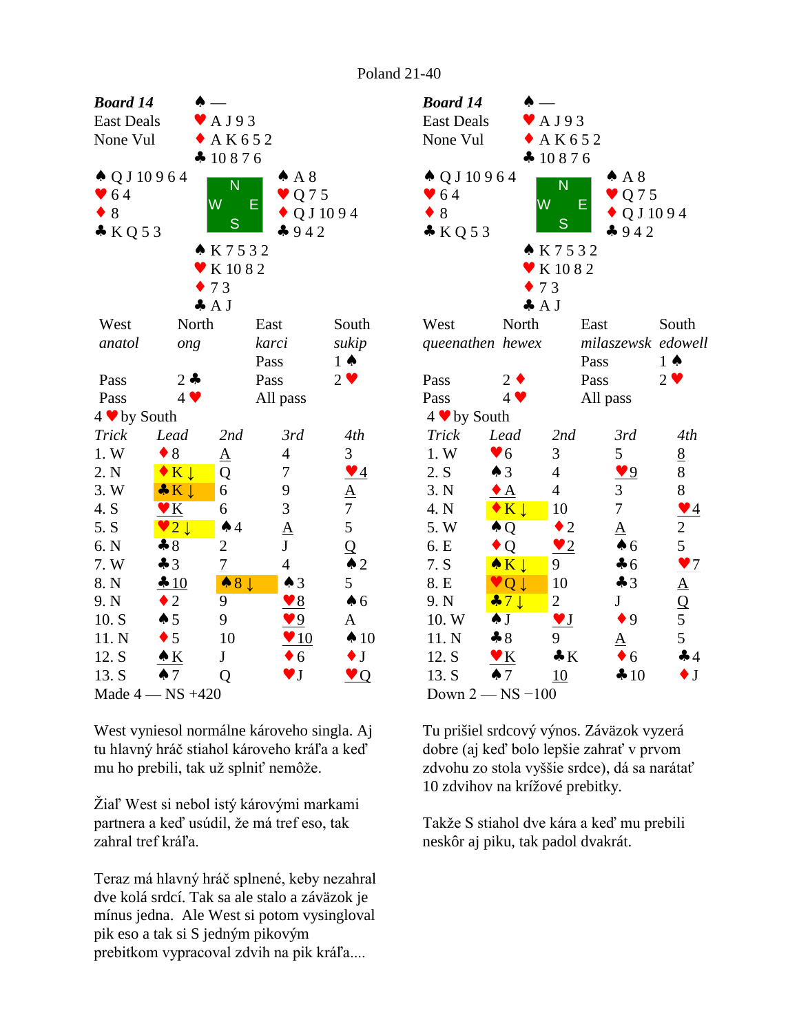Poland 21-40

**Board 14**
East Deals
None Vul

| | North | |
|---|---|---|
| | ♠ — | |
| | ♥ A J 9 3 | |
| | ♦ A K 6 5 2 | |
| | ♣ 10 8 7 6 | |
| **West** | | **East** |
| ♠ Q J 10 9 6 4 | | ♠ A 8 |
| ♥ 6 4 | | ♥ Q 7 5 |
| ♦ 8 | | ♦ Q J 10 9 4 |
| ♣ K Q 5 3 | | ♣ 9 4 2 |
| | **South** | |
| | ♠ K 7 5 3 2 | |
| | ♥ K 10 8 2 | |
| | ♦ 7 3 | |
| | ♣ A J | |

| West | North | East | South |
|---|---|---|---|
| *anatol* | *ong* | *karci* | *sukip* |
| | | Pass | 1 ♠ |
| Pass | 2 ♣ | Pass | 2 ♥ |
| Pass | 4 ♥ | All pass | |

4 ♥ by South

| Trick | Lead | 2nd | 3rd | 4th |
|---|---|---|---|---|
| 1. W | ♦8 | A | 4 | 3 |
| 2. N | ♦K ↓ | Q | 7 | ♥4 |
| 3. W | ♣K ↓ | 6 | 9 | A |
| 4. S | ♥K | 6 | 3 | 7 |
| 5. S | ♥2 ↓ | ♠4 | A | 5 |
| 6. N | ♣8 | 2 | J | Q |
| 7. W | ♣3 | 7 | 4 | ♠2 |
| 8. N | ♣10 | ♠8 ↓ | ♠3 | 5 |
| 9. N | ♦2 | 9 | ♥8 | ♠6 |
| 10. S | ♠5 | 9 | ♥9 | A |
| 11. N | ♦5 | 10 | ♥10 | ♠10 |
| 12. S | ♠K | J | ♦6 | ♦J |
| 13. S | ♠7 | Q | ♥J | ♥Q |

Made 4 — NS +420

West vyniesol normálne károveho singla. Aj tu hlavný hráč stiahol károveho kráľa a keď mu ho prebili, tak už splniť nemôže.

Žiaľ West si nebol istý károvými markami partnera a keď usúdil, že má tref eso, tak zahral tref kráľa.

Teraz má hlavný hráč splnené, keby nezahral dve kolá srdcí. Tak sa ale stalo a záväzok je mínus jedna. Ale West si potom vysingloval pik eso a tak si S jedným pikovým prebitkom vypracoval zdvih na pik kráľa....

**Board 14**
East Deals
None Vul

(Same deal as above.)

| West | North | East | South |
|---|---|---|---|
| *queenathen* | *hewex* | *milaszewsk* | *edowell* |
| | | Pass | 1 ♠ |
| Pass | 2 ♦ | Pass | 2 ♥ |
| Pass | 4 ♥ | All pass | |

4 ♥ by South

| Trick | Lead | 2nd | 3rd | 4th |
|---|---|---|---|---|
| 1. W | ♥6 | 3 | 5 | 8 |
| 2. S | ♠3 | 4 | ♥9 | 8 |
| 3. N | ♦A | 4 | 3 | 8 |
| 4. N | ♦K ↓ | 10 | 7 | ♥4 |
| 5. W | ♠Q | ♦2 | A | 2 |
| 6. E | ♦Q | ♥2 | ♠6 | 5 |
| 7. S | ♠K ↓ | 9 | ♣6 | ♥7 |
| 8. E | ♥Q ↓ | 10 | ♣3 | A |
| 9. N | ♣7 ↓ | 2 | J | Q |
| 10. W | ♠J | ♥J | ♦9 | 5 |
| 11. N | ♣8 | 9 | A | 5 |
| 12. S | ♥K | ♣K | ♦6 | ♣4 |
| 13. S | ♠7 | 10 | ♣10 | ♦J |

Down 2 — NS −100

Tu prišiel srdcový výnos. Záväzok vyzerá dobre (aj keď bolo lepšie zahrať v prvom zdvohu zo stola vyššie srdce), dá sa narátať 10 zdvihov na krížové prebitky.

Takže S stiahol dve kára a keď mu prebili neskôr aj piku, tak padol dvakrát.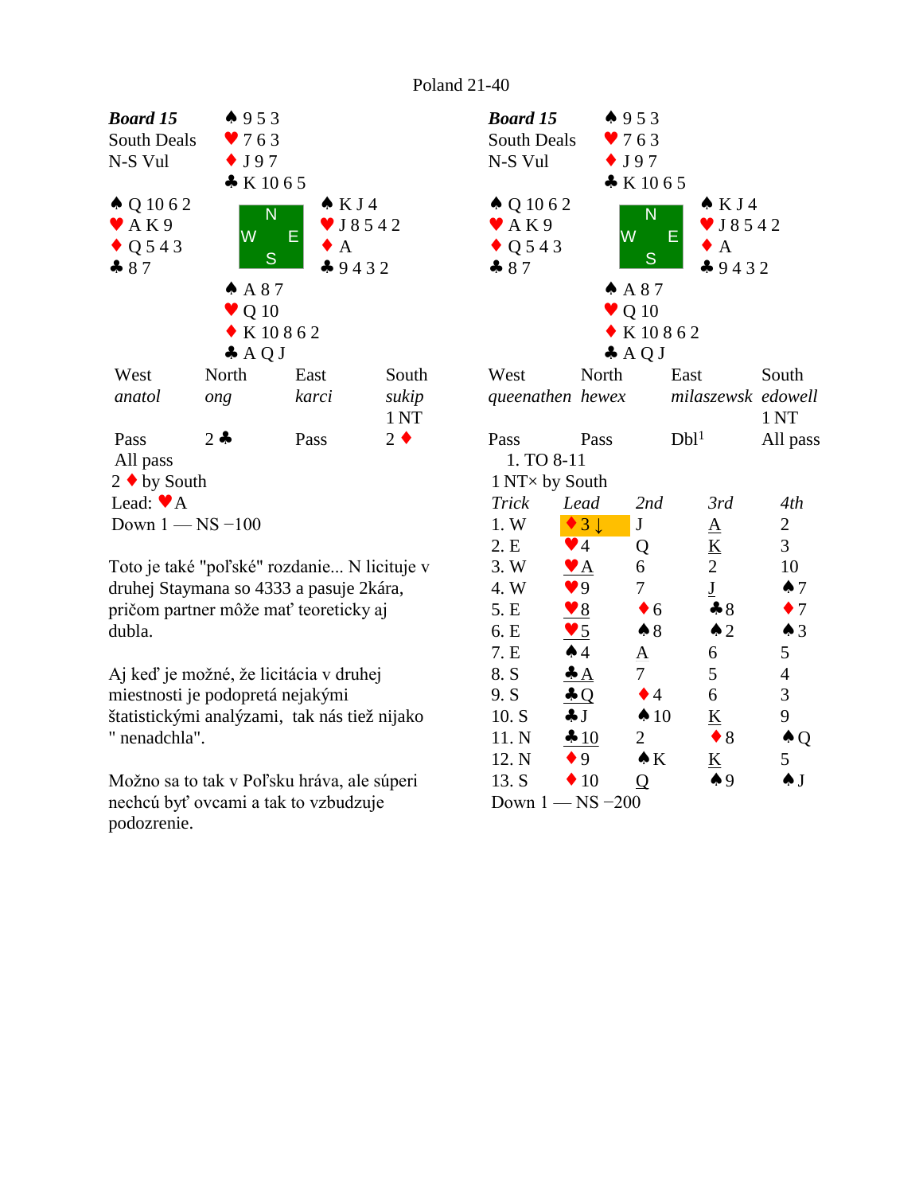Poland 21-40

**Board 15**
South Deals
N-S Vul

North: ♠ 9 5 3 ♥ 7 6 3 ♦ J 9 7 ♣ K 10 6 5

West: ♠ Q 10 6 2 ♥ A K 9 ♦ Q 5 4 3 ♣ 8 7

East: ♠ K J 4 ♥ J 8 5 4 2 ♦ A ♣ 9 4 3 2

South: ♠ A 8 7 ♥ Q 10 ♦ K 10 8 6 2 ♣ A Q J

| West | North | East | South |
|---|---|---|---|
| *anatol* | *ong* | *karci* | *sukip* |
| | | | 1 NT |
| Pass | 2 ♣ | Pass | 2 ♦ |
| All pass | | | |

2 ♦ by South
Lead: ♥A
Down 1 — NS −100

Toto je také "poľské" rozdanie... N licituje v druhej Staymana so 4333 a pasuje 2kára, pričom partner môže mať teoreticky aj dubla.

Aj keď je možné, že licitácia v druhej miestnosti je podopretá nejakými štatistickými analýzami, tak nás tiež nijako " nenadchla".

Možno sa to tak v Poľsku hráva, ale súperi nechcú byť ovcami a tak to vzbudzuje podozrenie.

**Board 15**
South Deals
N-S Vul

North: ♠ 9 5 3 ♥ 7 6 3 ♦ J 9 7 ♣ K 10 6 5

West: ♠ Q 10 6 2 ♥ A K 9 ♦ Q 5 4 3 ♣ 8 7

East: ♠ K J 4 ♥ J 8 5 4 2 ♦ A ♣ 9 4 3 2

South: ♠ A 8 7 ♥ Q 10 ♦ K 10 8 6 2 ♣ A Q J

| West | North | East | South |
|---|---|---|---|
| *queenathen* | *hewex* | *milaszewsk* | *edowell* |
| | | | 1 NT |
| Pass | Pass | Dbl[1] | All pass |

1. TO 8-11

1 NT× by South

| Trick | Lead | 2nd | 3rd | 4th |
|---|---|---|---|---|
| 1. W | ♦3 ↓ | J | A | 2 |
| 2. E | ♥4 | Q | K | 3 |
| 3. W | ♥A | 6 | 2 | 10 |
| 4. W | ♥9 | 7 | J | ♠7 |
| 5. E | ♥8 | ♦6 | ♣8 | ♦7 |
| 6. E | ♥5 | ♠8 | ♠2 | ♠3 |
| 7. E | ♠4 | A | 6 | 5 |
| 8. S | ♣A | 7 | 5 | 4 |
| 9. S | ♣Q | ♦4 | 6 | 3 |
| 10. S | ♣J | ♠10 | K | 9 |
| 11. N | ♣10 | 2 | ♦8 | ♠Q |
| 12. N | ♦9 | ♠K | K | 5 |
| 13. S | ♦10 | Q | ♠9 | ♠J |

Down 1 — NS −200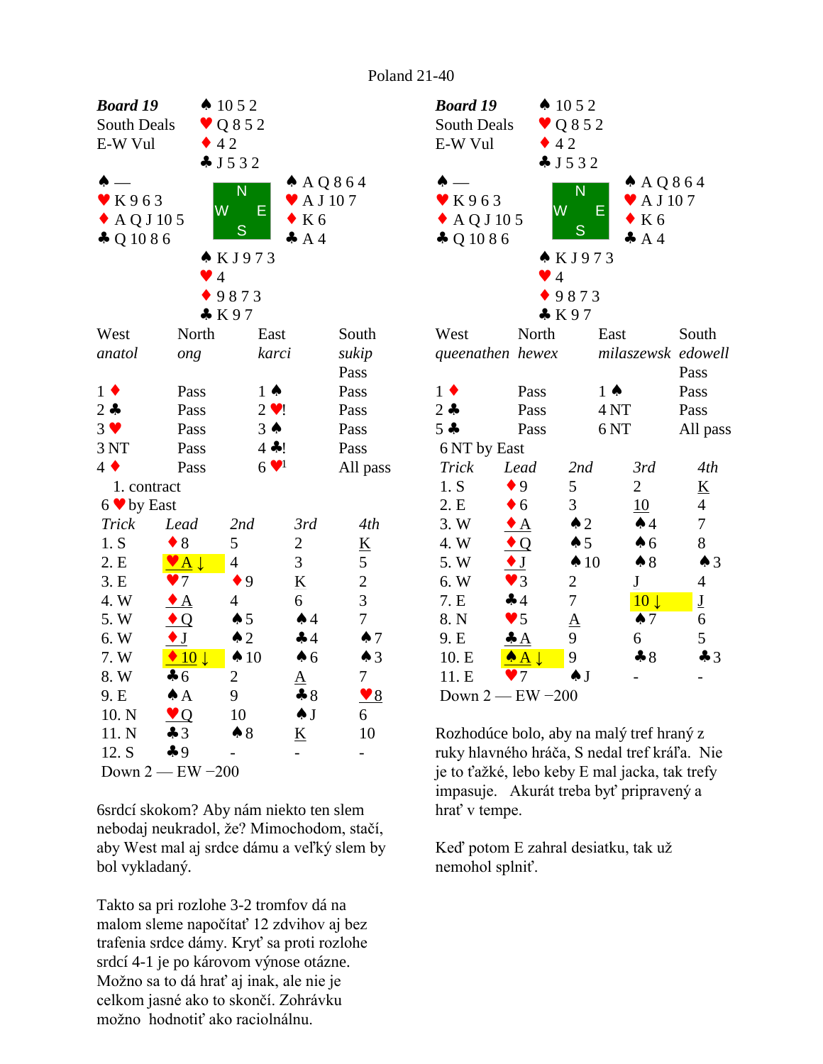Poland 21-40

## Board 19

South Deals
E-W Vul

North: ♠ 10 5 2 ♥ Q 8 5 2 ♦ 4 2 ♣ J 5 3 2

West: ♠ — ♥ K 9 6 3 ♦ A Q J 10 5 ♣ Q 10 8 6

East: ♠ A Q 8 6 4 ♥ A J 10 7 ♦ K 6 ♣ A 4

South: ♠ K J 9 7 3 ♥ 4 ♦ 9 8 7 3 ♣ K 9 7

| West | North | East | South |
|---|---|---|---|
| *anatol* | *ong* | *karci* | *sukip* |
| | | | Pass |
| 1 ♦ | Pass | 1 ♠ | Pass |
| 2 ♣ | Pass | 2 ♥! | Pass |
| 3 ♥ | Pass | 3 ♠ | Pass |
| 3 NT | Pass | 4 ♣! | Pass |
| 4 ♦ | Pass | 6 ♥[1] | All pass |

1. contract

6 ♥ by East

| Trick | Lead | 2nd | 3rd | 4th |
|---|---|---|---|---|
| 1. S | ♦ 8 | 5 | 2 | K |
| 2. E | ♥ A ↓ | 4 | 3 | 5 |
| 3. E | ♥ 7 | ♦ 9 | K | 2 |
| 4. W | ♦ A | 4 | 6 | 3 |
| 5. W | ♦ Q | ♠ 5 | ♠ 4 | 7 |
| 6. W | ♦ J | ♠ 2 | ♣ 4 | ♠ 7 |
| 7. W | ♦ 10 ↓ | ♠ 10 | ♠ 6 | ♠ 3 |
| 8. W | ♣ 6 | 2 | A | 7 |
| 9. E | ♠ A | 9 | ♣ 8 | ♥ 8 |
| 10. N | ♥ Q | 10 | ♠ J | 6 |
| 11. N | ♣ 3 | ♠ 8 | K | 10 |
| 12. S | ♣ 9 | - | - | - |

Down 2 — EW −200

6srdcí skokom? Aby nám niekto ten slem nebodaj neukradol, že? Mimochodom, stačí, aby West mal aj srdce dámu a veľký slem by bol vykladaný.

Takto sa pri rozlohe 3-2 tromfov dá na malom sleme napočítať 12 zdvihov aj bez trafenia srdce dámy. Kryť sa proti rozlohe srdcí 4-1 je po károvom výnose otázne. Možno sa to dá hrať aj inak, ale nie je celkom jasné ako to skončí. Zohrávku možno hodnotiť ako raciolnálnu.

## Board 19

South Deals
E-W Vul

North: ♠ 10 5 2 ♥ Q 8 5 2 ♦ 4 2 ♣ J 5 3 2

West: ♠ — ♥ K 9 6 3 ♦ A Q J 10 5 ♣ Q 10 8 6

East: ♠ A Q 8 6 4 ♥ A J 10 7 ♦ K 6 ♣ A 4

South: ♠ K J 9 7 3 ♥ 4 ♦ 9 8 7 3 ♣ K 9 7

| West | North | East | South |
|---|---|---|---|
| *queenathen* | *hewex* | *milaszewsk* | *edowell* |
| | | | Pass |
| 1 ♦ | Pass | 1 ♠ | Pass |
| 2 ♣ | Pass | 4 NT | Pass |
| 5 ♣ | Pass | 6 NT | All pass |

6 NT by East

| Trick | Lead | 2nd | 3rd | 4th |
|---|---|---|---|---|
| 1. S | ♦ 9 | 5 | 2 | K |
| 2. E | ♦ 6 | 3 | 10 | 4 |
| 3. W | ♦ A | ♠ 2 | ♠ 4 | 7 |
| 4. W | ♦ Q | ♠ 5 | ♠ 6 | 8 |
| 5. W | ♦ J | ♠ 10 | ♠ 8 | ♠ 3 |
| 6. W | ♥ 3 | 2 | J | 4 |
| 7. E | ♣ 4 | 7 | 10 ↓ | J |
| 8. N | ♥ 5 | A | ♠ 7 | 6 |
| 9. E | ♣ A | 9 | 6 | 5 |
| 10. E | ♠ A ↓ | 9 | ♣ 8 | ♣ 3 |
| 11. E | ♥ 7 | ♠ J | - | - |

Down 2 — EW −200

Rozhodúce bolo, aby na malý tref hraný z ruky hlavného hráča, S nedal tref kráľa. Nie je to ťažké, lebo keby E mal jacka, tak trefy impasuje. Akurát treba byť pripravený a hrať v tempe.

Keď potom E zahral desiatku, tak už nemohol splniť.